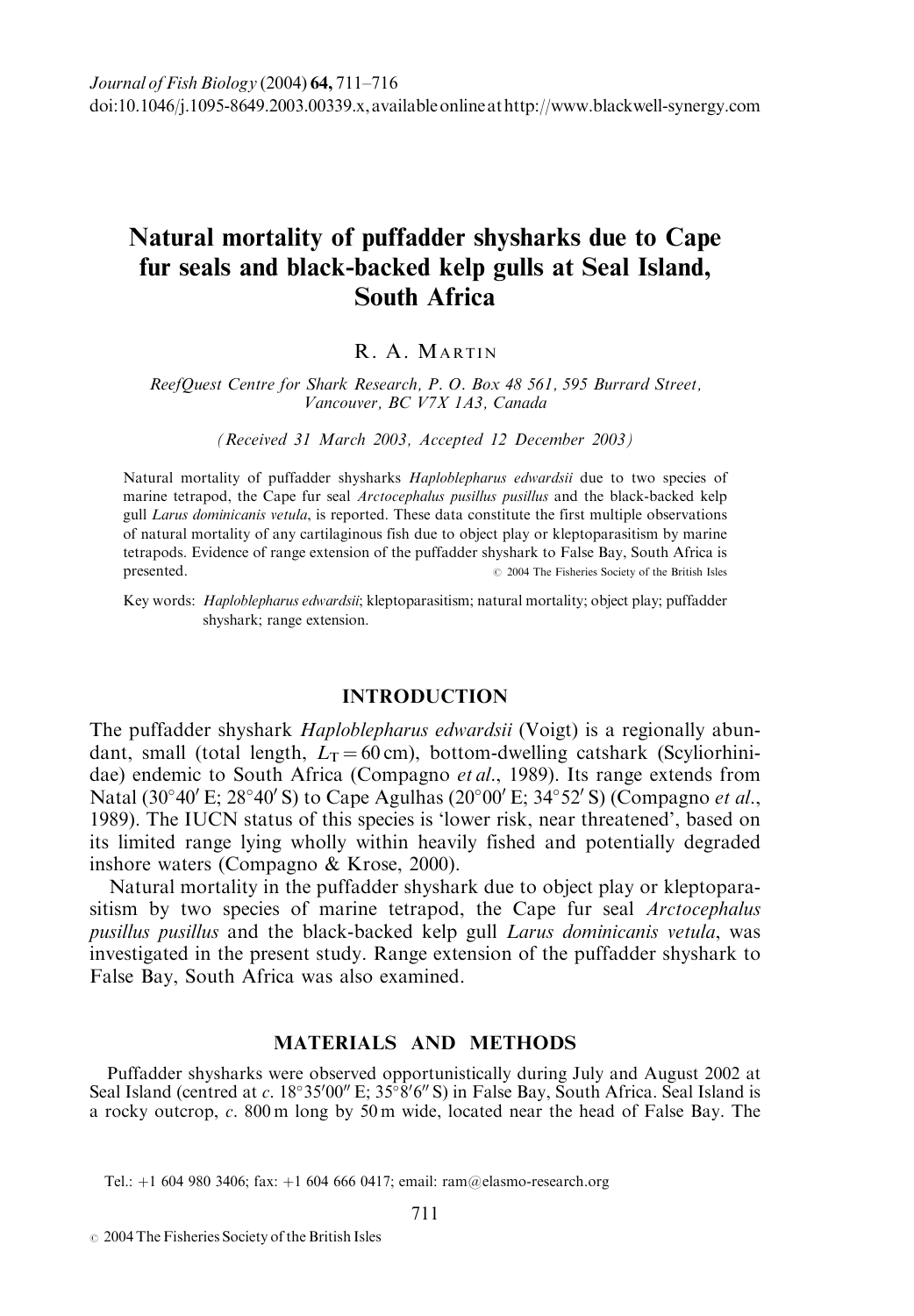# Natural mortality of puffadder shysharks due to Cape fur seals and black-backed kelp gulls at Seal Island, South Africa

R. A. Martin

*ReefQuest Centre for Shark Research, P. O. Box 48 561, 595 Burrard Street, Vancouver, BC V7X 1A3, Canada*

*(Received 31 March 2003, Accepted 12 December 2003)*

Natural mortality of puffadder shysharks *Haploblepharus edwardsii* due to two species of marine tetrapod, the Cape fur seal *Arctocephalus pusillus pusillus* and the black-backed kelp gull *Larus dominicanis vetula*, is reported. These data constitute the first multiple observations of natural mortality of any cartilaginous fish due to object play or kleptoparasitism by marine tetrapods. Evidence of range extension of the puffadder shyshark to False Bay, South Africa is presented. © 2004 The Fisheries Society of the British Isles

Key words: *Haploblepharus edwardsii*; kleptoparasitism; natural mortality; object play; puffadder shyshark; range extension.

## INTRODUCTION

The puffadder shyshark *Haploblepharus edwardsii* (Voigt) is a regionally abundant, small (total length, $L_T = 60$ cm), bottom-dwelling catshark (Scyliorhinidae) endemic to South Africa (Compagno *et al.*, 1989). Its range extends from Natal (30°40′ E; 28°40′ S) to Cape Agulhas (20°00′ E; 34°52′ S) (Compagno *et al.*, 1989). The IUCN status of this species is 'lower risk, near threatened', based on its limited range lying wholly within heavily fished and potentially degraded inshore waters (Compagno & Krose, 2000).

Natural mortality in the puffadder shyshark due to object play or kleptoparasitism by two species of marine tetrapod, the Cape fur seal *Arctocephalus pusillus pusillus* and the black-backed kelp gull *Larus dominicanis vetula*, was investigated in the present study. Range extension of the puffadder shyshark to False Bay, South Africa was also examined.

## MATERIALS AND METHODS

Puffadder shysharks were observed opportunistically during July and August 2002 at Seal Island (centred at *c.* 18°35′00″ E; 35°8′6″ S) in False Bay, South Africa. Seal Island is a rocky outcrop, *c.* 800 m long by 50 m wide, located near the head of False Bay. The

Tel.: +1 604 980 3406; fax: +1 604 666 0417; email: ram@elasmo-research.org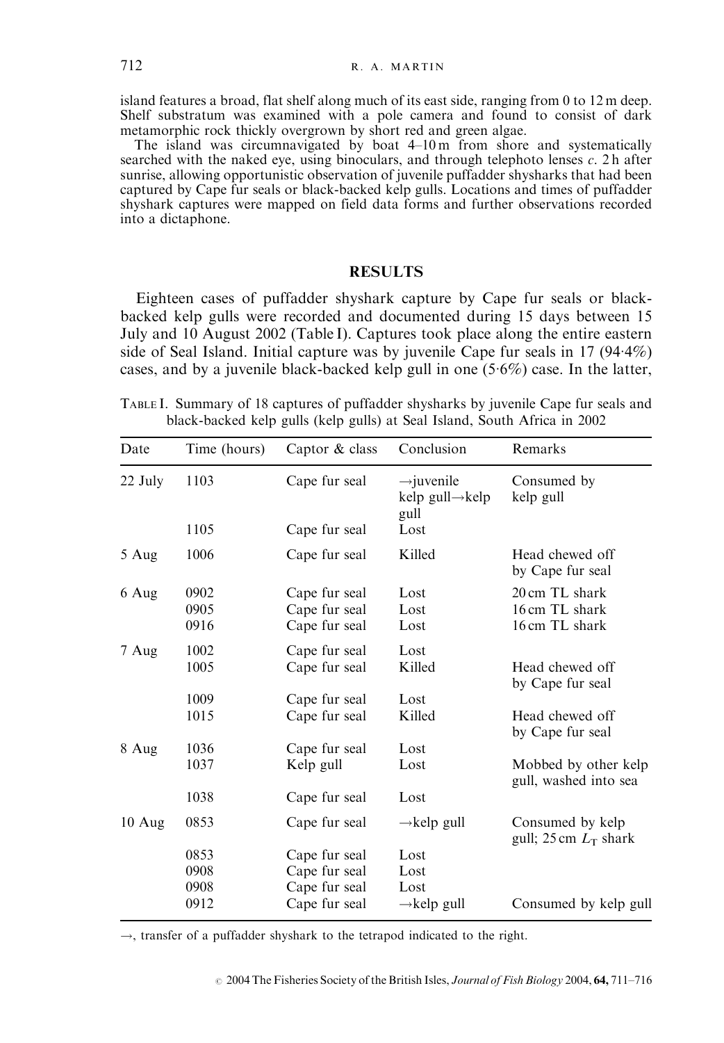island features a broad, flat shelf along much of its east side, ranging from 0 to 12 m deep. Shelf substratum was examined with a pole camera and found to consist of dark metamorphic rock thickly overgrown by short red and green algae.

The island was circumnavigated by boat 4–10 m from shore and systematically searched with the naked eye, using binoculars, and through telephoto lenses *c.* 2 h after sunrise, allowing opportunistic observation of juvenile puffadder shysharks that had been captured by Cape fur seals or black-backed kelp gulls. Locations and times of puffadder shyshark captures were mapped on field data forms and further observations recorded into a dictaphone.

## RESULTS

Eighteen cases of puffadder shyshark capture by Cape fur seals or black-backed kelp gulls were recorded and documented during 15 days between 15 July and 10 August 2002 (Table I). Captures took place along the entire eastern side of Seal Island. Initial capture was by juvenile Cape fur seals in 17 (94·4%) cases, and by a juvenile black-backed kelp gull in one (5·6%) case. In the latter,

TABLE I. Summary of 18 captures of puffadder shysharks by juvenile Cape fur seals and black-backed kelp gulls (kelp gulls) at Seal Island, South Africa in 2002

| Date | Time (hours) | Captor & class | Conclusion | Remarks |
|---|---|---|---|---|
| 22 July | 1103 | Cape fur seal | →juvenile kelp gull→kelp gull | Consumed by kelp gull |
| | 1105 | Cape fur seal | Lost | |
| 5 Aug | 1006 | Cape fur seal | Killed | Head chewed off by Cape fur seal |
| 6 Aug | 0902 | Cape fur seal | Lost | 20 cm TL shark |
| | 0905 | Cape fur seal | Lost | 16 cm TL shark |
| | 0916 | Cape fur seal | Lost | 16 cm TL shark |
| 7 Aug | 1002 | Cape fur seal | Lost | |
| | 1005 | Cape fur seal | Killed | Head chewed off by Cape fur seal |
| | 1009 | Cape fur seal | Lost | |
| | 1015 | Cape fur seal | Killed | Head chewed off by Cape fur seal |
| 8 Aug | 1036 | Cape fur seal | Lost | |
| | 1037 | Kelp gull | Lost | Mobbed by other kelp gull, washed into sea |
| | 1038 | Cape fur seal | Lost | |
| 10 Aug | 0853 | Cape fur seal | →kelp gull | Consumed by kelp gull; 25 cm $L_T$ shark |
| | 0853 | Cape fur seal | Lost | |
| | 0908 | Cape fur seal | Lost | |
| | 0908 | Cape fur seal | Lost | |
| | 0912 | Cape fur seal | →kelp gull | Consumed by kelp gull |

→, transfer of a puffadder shyshark to the tetrapod indicated to the right.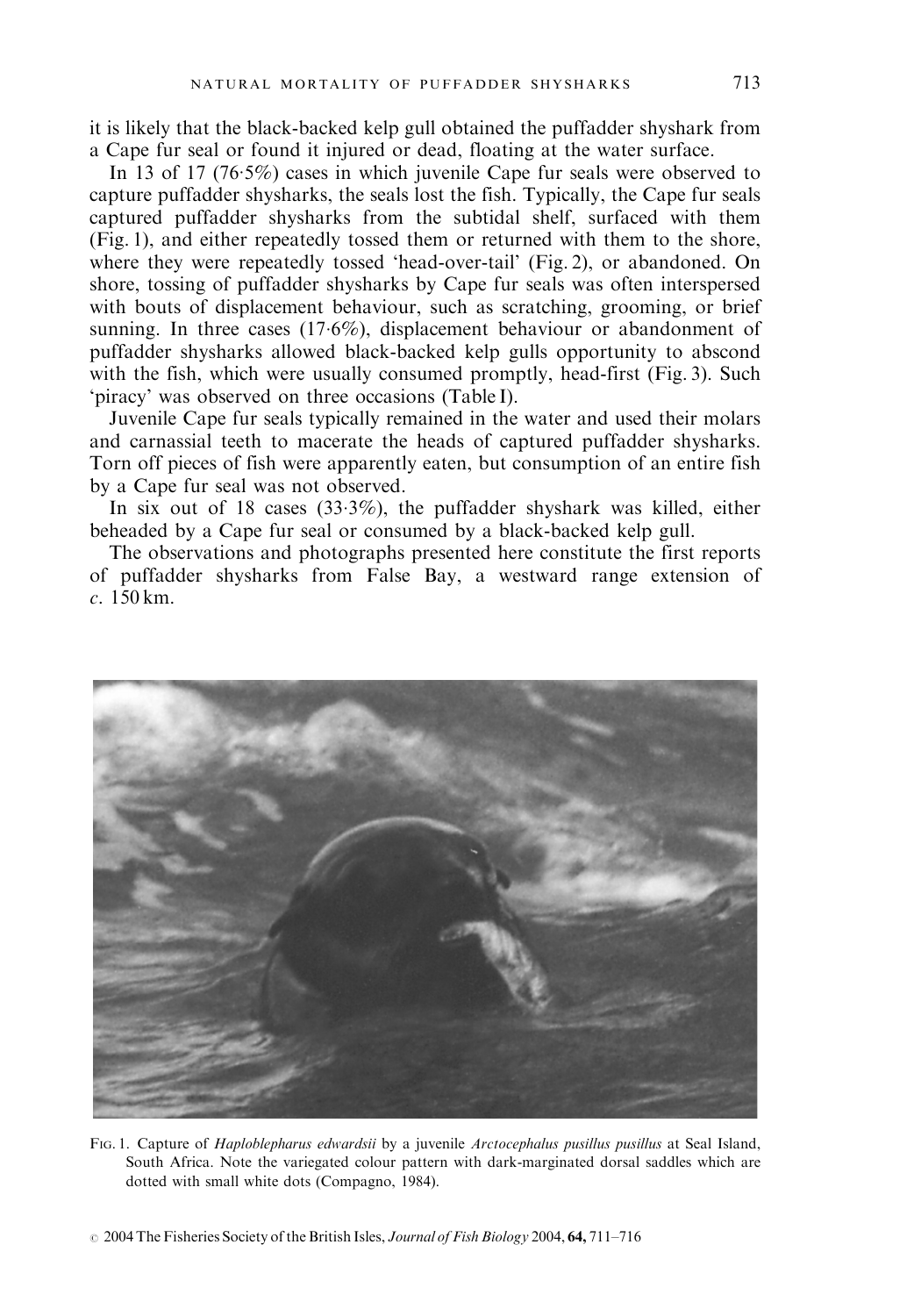it is likely that the black-backed kelp gull obtained the puffadder shyshark from a Cape fur seal or found it injured or dead, floating at the water surface.

In 13 of 17 (76·5%) cases in which juvenile Cape fur seals were observed to capture puffadder shysharks, the seals lost the fish. Typically, the Cape fur seals captured puffadder shysharks from the subtidal shelf, surfaced with them (Fig. 1), and either repeatedly tossed them or returned with them to the shore, where they were repeatedly tossed 'head-over-tail' (Fig. 2), or abandoned. On shore, tossing of puffadder shysharks by Cape fur seals was often interspersed with bouts of displacement behaviour, such as scratching, grooming, or brief sunning. In three cases (17·6%), displacement behaviour or abandonment of puffadder shysharks allowed black-backed kelp gulls opportunity to abscond with the fish, which were usually consumed promptly, head-first (Fig. 3). Such 'piracy' was observed on three occasions (Table I).

Juvenile Cape fur seals typically remained in the water and used their molars and carnassial teeth to macerate the heads of captured puffadder shysharks. Torn off pieces of fish were apparently eaten, but consumption of an entire fish by a Cape fur seal was not observed.

In six out of 18 cases (33·3%), the puffadder shyshark was killed, either beheaded by a Cape fur seal or consumed by a black-backed kelp gull.

The observations and photographs presented here constitute the first reports of puffadder shysharks from False Bay, a westward range extension of *c.* 150 km.

Fig. 1. Capture of *Haploblepharus edwardsii* by a juvenile *Arctocephalus pusillus pusillus* at Seal Island, South Africa. Note the variegated colour pattern with dark-marginated dorsal saddles which are dotted with small white dots (Compagno, 1984).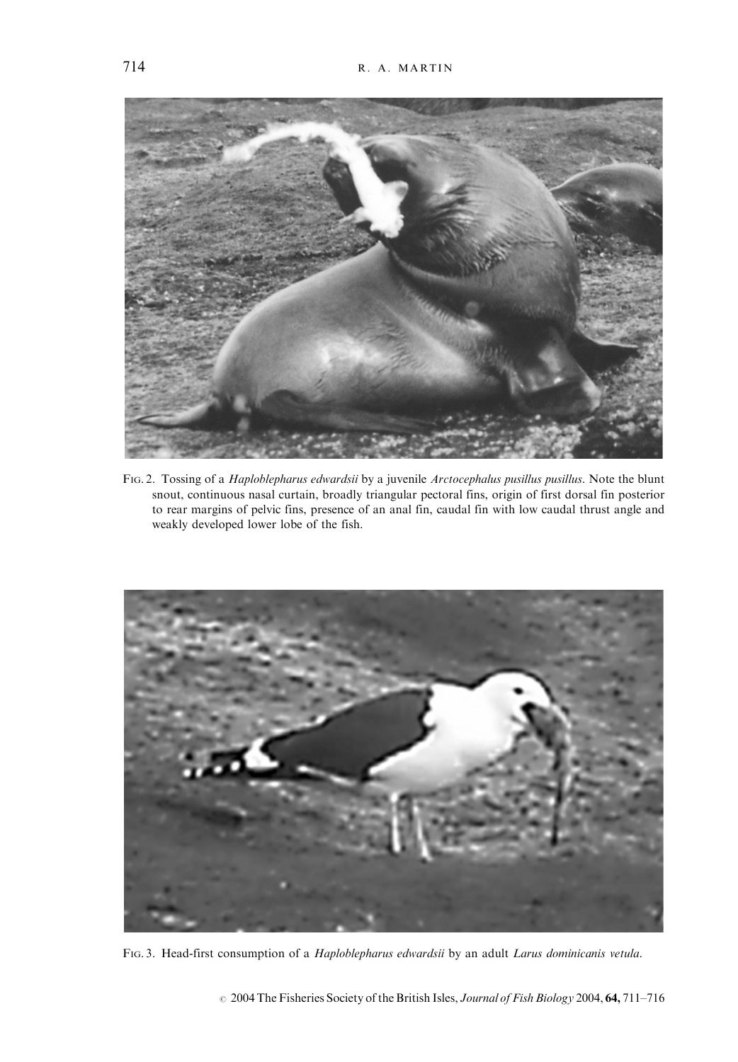Fig. 2. Tossing of a *Haploblepharus edwardsii* by a juvenile *Arctocephalus pusillus pusillus*. Note the blunt snout, continuous nasal curtain, broadly triangular pectoral fins, origin of first dorsal fin posterior to rear margins of pelvic fins, presence of an anal fin, caudal fin with low caudal thrust angle and weakly developed lower lobe of the fish.

Fig. 3. Head-first consumption of a *Haploblepharus edwardsii* by an adult *Larus dominicanis vetula*.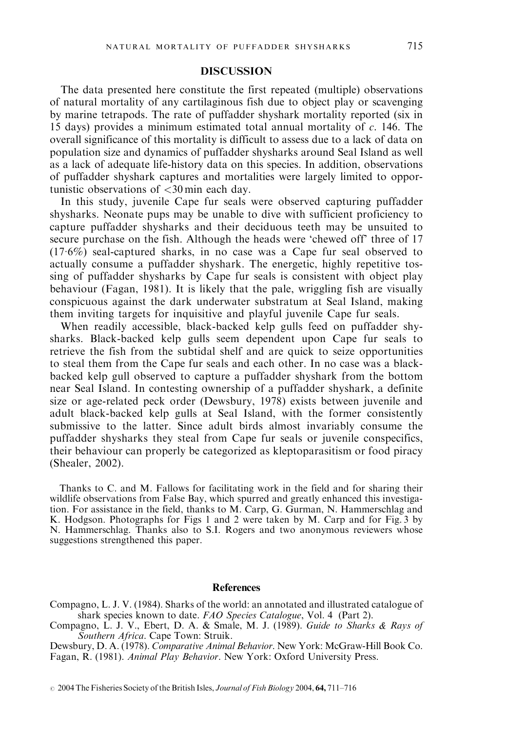## DISCUSSION

The data presented here constitute the first repeated (multiple) observations of natural mortality of any cartilaginous fish due to object play or scavenging by marine tetrapods. The rate of puffadder shyshark mortality reported (six in 15 days) provides a minimum estimated total annual mortality of *c*. 146. The overall significance of this mortality is difficult to assess due to a lack of data on population size and dynamics of puffadder shysharks around Seal Island as well as a lack of adequate life-history data on this species. In addition, observations of puffadder shyshark captures and mortalities were largely limited to opportunistic observations of <30 min each day.

In this study, juvenile Cape fur seals were observed capturing puffadder shysharks. Neonate pups may be unable to dive with sufficient proficiency to capture puffadder shysharks and their deciduous teeth may be unsuited to secure purchase on the fish. Although the heads were 'chewed off' three of 17 (17·6%) seal-captured sharks, in no case was a Cape fur seal observed to actually consume a puffadder shyshark. The energetic, highly repetitive tossing of puffadder shysharks by Cape fur seals is consistent with object play behaviour (Fagan, 1981). It is likely that the pale, wriggling fish are visually conspicuous against the dark underwater substratum at Seal Island, making them inviting targets for inquisitive and playful juvenile Cape fur seals.

When readily accessible, black-backed kelp gulls feed on puffadder shysharks. Black-backed kelp gulls seem dependent upon Cape fur seals to retrieve the fish from the subtidal shelf and are quick to seize opportunities to steal them from the Cape fur seals and each other. In no case was a black-backed kelp gull observed to capture a puffadder shyshark from the bottom near Seal Island. In contesting ownership of a puffadder shyshark, a definite size or age-related peck order (Dewsbury, 1978) exists between juvenile and adult black-backed kelp gulls at Seal Island, with the former consistently submissive to the latter. Since adult birds almost invariably consume the puffadder shysharks they steal from Cape fur seals or juvenile conspecifics, their behaviour can properly be categorized as kleptoparasitism or food piracy (Shealer, 2002).

Thanks to C. and M. Fallows for facilitating work in the field and for sharing their wildlife observations from False Bay, which spurred and greatly enhanced this investigation. For assistance in the field, thanks to M. Carp, G. Gurman, N. Hammerschlag and K. Hodgson. Photographs for Figs 1 and 2 were taken by M. Carp and for Fig. 3 by N. Hammerschlag. Thanks also to S.I. Rogers and two anonymous reviewers whose suggestions strengthened this paper.

## References

Compagno, L. J. V. (1984). Sharks of the world: an annotated and illustrated catalogue of shark species known to date. *FAO Species Catalogue*, Vol. 4 (Part 2).

Compagno, L. J. V., Ebert, D. A. & Smale, M. J. (1989). *Guide to Sharks & Rays of Southern Africa*. Cape Town: Struik.

Dewsbury, D. A. (1978). *Comparative Animal Behavior*. New York: McGraw-Hill Book Co.

Fagan, R. (1981). *Animal Play Behavior*. New York: Oxford University Press.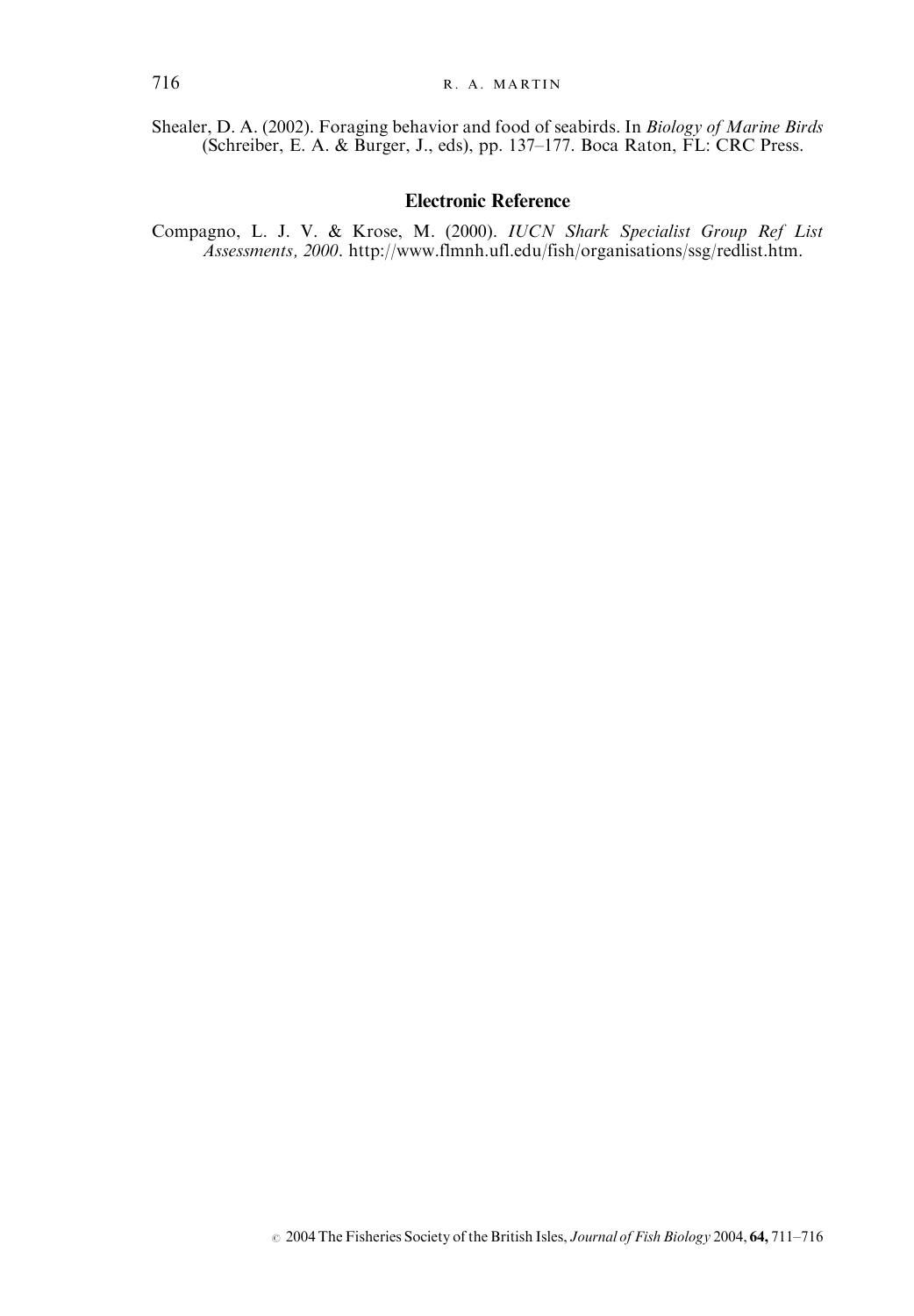Shealer, D. A. (2002). Foraging behavior and food of seabirds. In *Biology of Marine Birds* (Schreiber, E. A. & Burger, J., eds), pp. 137–177. Boca Raton, FL: CRC Press.

## Electronic Reference

Compagno, L. J. V. & Krose, M. (2000). *IUCN Shark Specialist Group Ref List Assessments, 2000*. http://www.flmnh.ufl.edu/fish/organisations/ssg/redlist.htm.